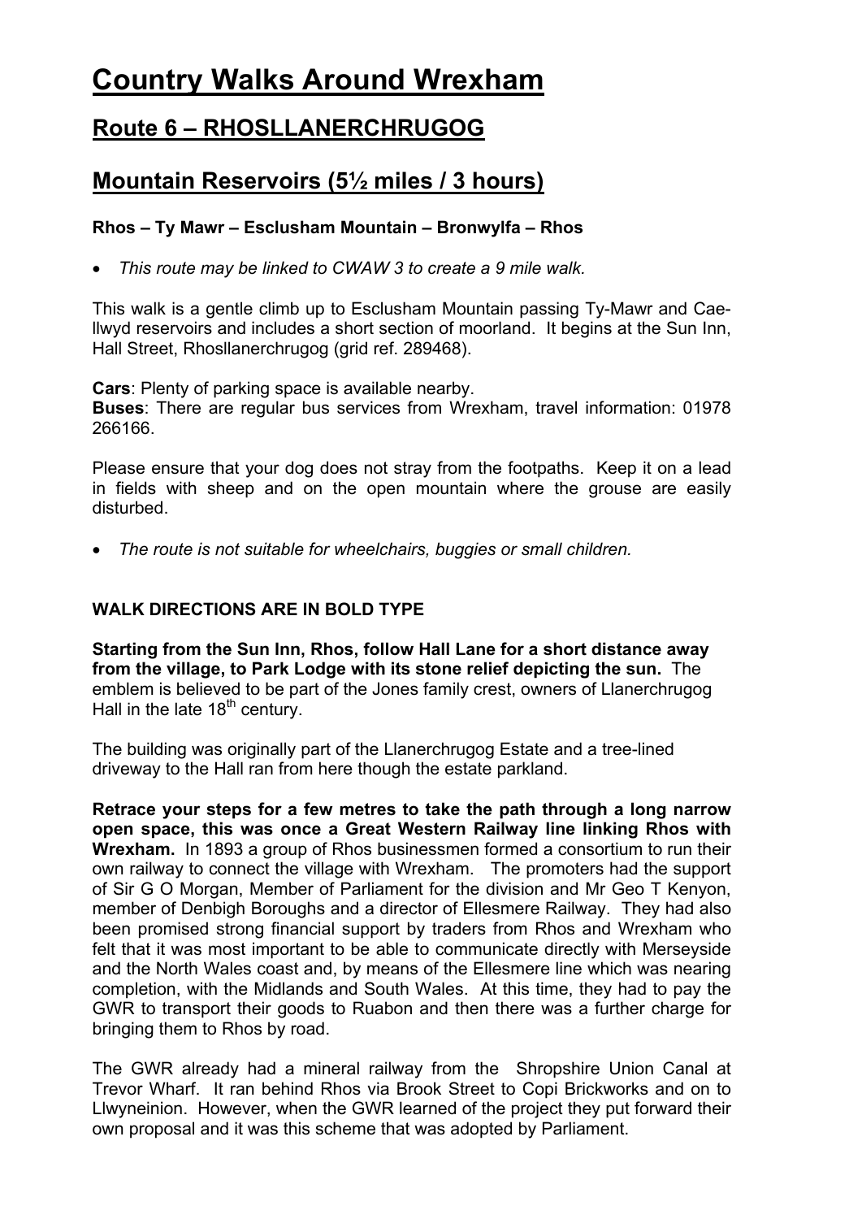# Country Walks Around Wrexham

## Route 6 – RHOSLLANERCHRUGOG

## Mountain Reservoirs (5½ miles / 3 hours)

**Rhos – Ty Mawr – Esclusham Mountain – Bronwylfa – Rhos**

- *This route may be linked to CWAW 3 to create a 9 mile walk.*

This walk is a gentle climb up to Esclusham Mountain passing Ty-Mawr and Cae-llwyd reservoirs and includes a short section of moorland. It begins at the Sun Inn, Hall Street, Rhosllanerchrugog (grid ref. 289468).

**Cars**: Plenty of parking space is available nearby.
**Buses**: There are regular bus services from Wrexham, travel information: 01978 266166.

Please ensure that your dog does not stray from the footpaths. Keep it on a lead in fields with sheep and on the open mountain where the grouse are easily disturbed.

- *The route is not suitable for wheelchairs, buggies or small children.*

**WALK DIRECTIONS ARE IN BOLD TYPE**

**Starting from the Sun Inn, Rhos, follow Hall Lane for a short distance away from the village, to Park Lodge with its stone relief depicting the sun.** The emblem is believed to be part of the Jones family crest, owners of Llanerchrugog Hall in the late 18th century.

The building was originally part of the Llanerchrugog Estate and a tree-lined driveway to the Hall ran from here though the estate parkland.

**Retrace your steps for a few metres to take the path through a long narrow open space, this was once a Great Western Railway line linking Rhos with Wrexham.** In 1893 a group of Rhos businessmen formed a consortium to run their own railway to connect the village with Wrexham. The promoters had the support of Sir G O Morgan, Member of Parliament for the division and Mr Geo T Kenyon, member of Denbigh Boroughs and a director of Ellesmere Railway. They had also been promised strong financial support by traders from Rhos and Wrexham who felt that it was most important to be able to communicate directly with Merseyside and the North Wales coast and, by means of the Ellesmere line which was nearing completion, with the Midlands and South Wales. At this time, they had to pay the GWR to transport their goods to Ruabon and then there was a further charge for bringing them to Rhos by road.

The GWR already had a mineral railway from the Shropshire Union Canal at Trevor Wharf. It ran behind Rhos via Brook Street to Copi Brickworks and on to Llwyneinion. However, when the GWR learned of the project they put forward their own proposal and it was this scheme that was adopted by Parliament.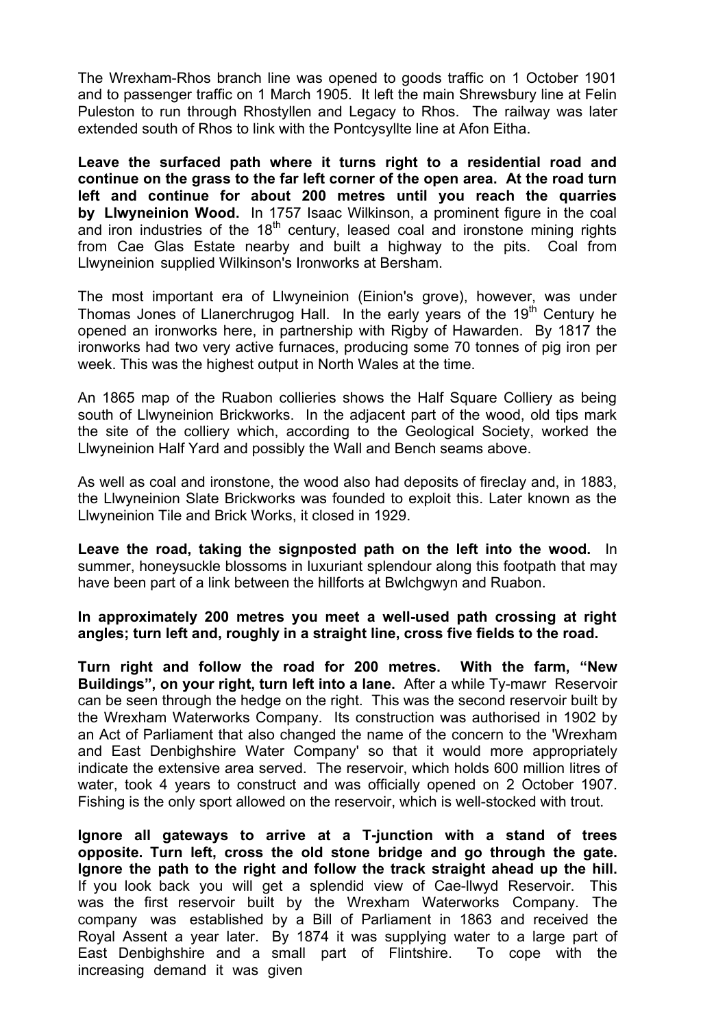The Wrexham-Rhos branch line was opened to goods traffic on 1 October 1901 and to passenger traffic on 1 March 1905. It left the main Shrewsbury line at Felin Puleston to run through Rhostyllen and Legacy to Rhos. The railway was later extended south of Rhos to link with the Pontcysyllte line at Afon Eitha.

**Leave the surfaced path where it turns right to a residential road and continue on the grass to the far left corner of the open area. At the road turn left and continue for about 200 metres until you reach the quarries by Llwyneinion Wood.** In 1757 Isaac Wilkinson, a prominent figure in the coal and iron industries of the 18th century, leased coal and ironstone mining rights from Cae Glas Estate nearby and built a highway to the pits. Coal from Llwyneinion supplied Wilkinson's Ironworks at Bersham.

The most important era of Llwyneinion (Einion's grove), however, was under Thomas Jones of Llanerchrugog Hall. In the early years of the 19th Century he opened an ironworks here, in partnership with Rigby of Hawarden. By 1817 the ironworks had two very active furnaces, producing some 70 tonnes of pig iron per week. This was the highest output in North Wales at the time.

An 1865 map of the Ruabon collieries shows the Half Square Colliery as being south of Llwyneinion Brickworks. In the adjacent part of the wood, old tips mark the site of the colliery which, according to the Geological Society, worked the Llwyneinion Half Yard and possibly the Wall and Bench seams above.

As well as coal and ironstone, the wood also had deposits of fireclay and, in 1883, the Llwyneinion Slate Brickworks was founded to exploit this. Later known as the Llwyneinion Tile and Brick Works, it closed in 1929.

**Leave the road, taking the signposted path on the left into the wood.** In summer, honeysuckle blossoms in luxuriant splendour along this footpath that may have been part of a link between the hillforts at Bwlchgwyn and Ruabon.

**In approximately 200 metres you meet a well-used path crossing at right angles; turn left and, roughly in a straight line, cross five fields to the road.**

**Turn right and follow the road for 200 metres. With the farm, "New Buildings", on your right, turn left into a lane.** After a while Ty-mawr Reservoir can be seen through the hedge on the right. This was the second reservoir built by the Wrexham Waterworks Company. Its construction was authorised in 1902 by an Act of Parliament that also changed the name of the concern to the 'Wrexham and East Denbighshire Water Company' so that it would more appropriately indicate the extensive area served. The reservoir, which holds 600 million litres of water, took 4 years to construct and was officially opened on 2 October 1907. Fishing is the only sport allowed on the reservoir, which is well-stocked with trout.

**Ignore all gateways to arrive at a T-junction with a stand of trees opposite. Turn left, cross the old stone bridge and go through the gate. Ignore the path to the right and follow the track straight ahead up the hill.** If you look back you will get a splendid view of Cae-llwyd Reservoir. This was the first reservoir built by the Wrexham Waterworks Company. The company was established by a Bill of Parliament in 1863 and received the Royal Assent a year later. By 1874 it was supplying water to a large part of East Denbighshire and a small part of Flintshire. To cope with the increasing demand it was given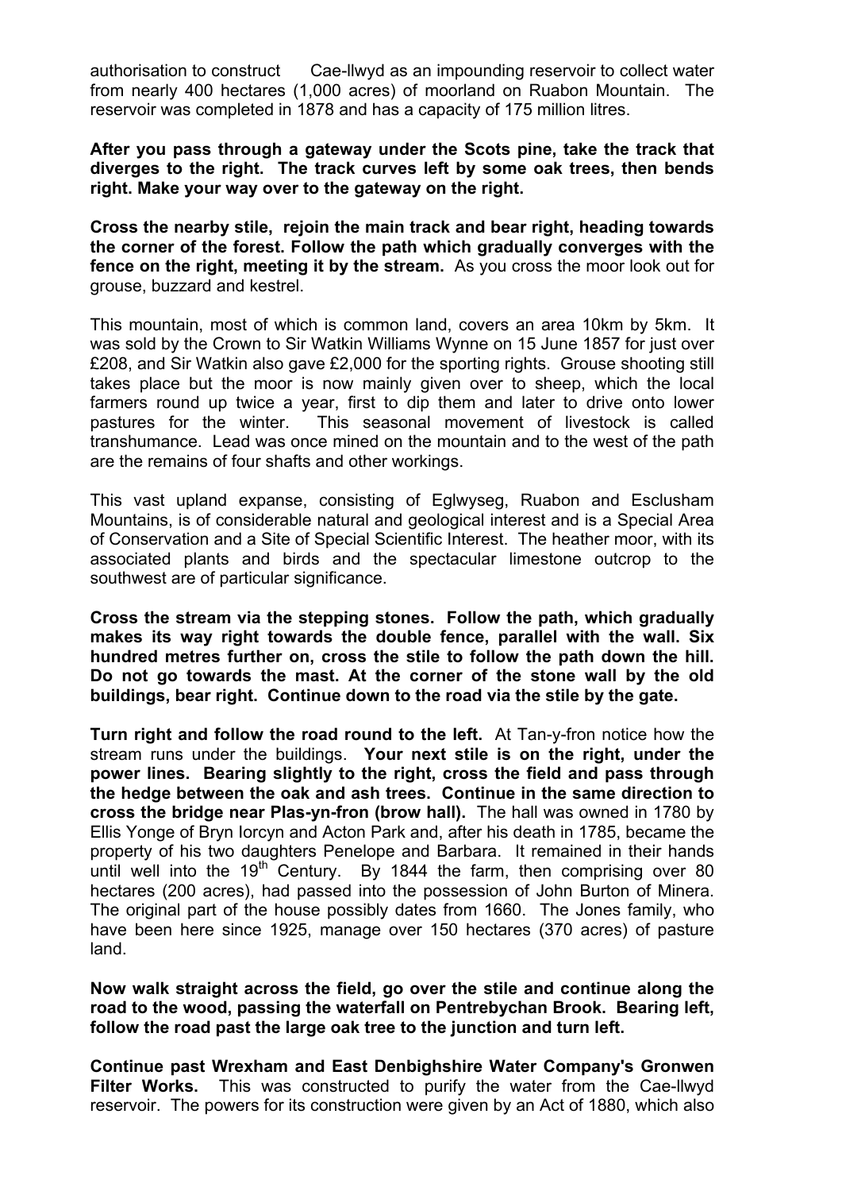authorisation to construct Cae-llwyd as an impounding reservoir to collect water from nearly 400 hectares (1,000 acres) of moorland on Ruabon Mountain. The reservoir was completed in 1878 and has a capacity of 175 million litres.

**After you pass through a gateway under the Scots pine, take the track that diverges to the right. The track curves left by some oak trees, then bends right. Make your way over to the gateway on the right.**

**Cross the nearby stile, rejoin the main track and bear right, heading towards the corner of the forest. Follow the path which gradually converges with the fence on the right, meeting it by the stream.** As you cross the moor look out for grouse, buzzard and kestrel.

This mountain, most of which is common land, covers an area 10km by 5km. It was sold by the Crown to Sir Watkin Williams Wynne on 15 June 1857 for just over £208, and Sir Watkin also gave £2,000 for the sporting rights. Grouse shooting still takes place but the moor is now mainly given over to sheep, which the local farmers round up twice a year, first to dip them and later to drive onto lower pastures for the winter. This seasonal movement of livestock is called transhumance. Lead was once mined on the mountain and to the west of the path are the remains of four shafts and other workings.

This vast upland expanse, consisting of Eglwyseg, Ruabon and Esclusham Mountains, is of considerable natural and geological interest and is a Special Area of Conservation and a Site of Special Scientific Interest. The heather moor, with its associated plants and birds and the spectacular limestone outcrop to the southwest are of particular significance.

**Cross the stream via the stepping stones. Follow the path, which gradually makes its way right towards the double fence, parallel with the wall. Six hundred metres further on, cross the stile to follow the path down the hill. Do not go towards the mast. At the corner of the stone wall by the old buildings, bear right. Continue down to the road via the stile by the gate.**

**Turn right and follow the road round to the left.** At Tan-y-fron notice how the stream runs under the buildings. **Your next stile is on the right, under the power lines. Bearing slightly to the right, cross the field and pass through the hedge between the oak and ash trees. Continue in the same direction to cross the bridge near Plas-yn-fron (brow hall).** The hall was owned in 1780 by Ellis Yonge of Bryn Iorcyn and Acton Park and, after his death in 1785, became the property of his two daughters Penelope and Barbara. It remained in their hands until well into the 19th Century. By 1844 the farm, then comprising over 80 hectares (200 acres), had passed into the possession of John Burton of Minera. The original part of the house possibly dates from 1660. The Jones family, who have been here since 1925, manage over 150 hectares (370 acres) of pasture land.

**Now walk straight across the field, go over the stile and continue along the road to the wood, passing the waterfall on Pentrebychan Brook. Bearing left, follow the road past the large oak tree to the junction and turn left.**

**Continue past Wrexham and East Denbighshire Water Company's Gronwen Filter Works.** This was constructed to purify the water from the Cae-llwyd reservoir. The powers for its construction were given by an Act of 1880, which also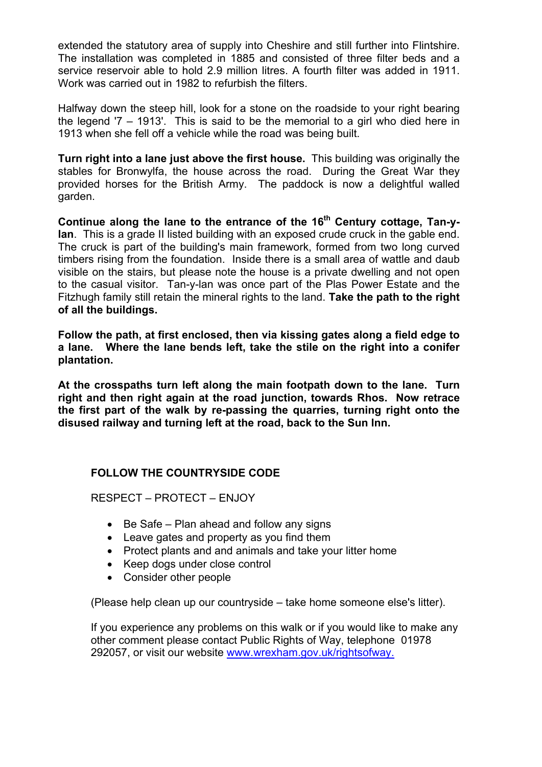extended the statutory area of supply into Cheshire and still further into Flintshire. The installation was completed in 1885 and consisted of three filter beds and a service reservoir able to hold 2.9 million litres. A fourth filter was added in 1911. Work was carried out in 1982 to refurbish the filters.

Halfway down the steep hill, look for a stone on the roadside to your right bearing the legend '7 – 1913'. This is said to be the memorial to a girl who died here in 1913 when she fell off a vehicle while the road was being built.

**Turn right into a lane just above the first house.** This building was originally the stables for Bronwylfa, the house across the road. During the Great War they provided horses for the British Army. The paddock is now a delightful walled garden.

**Continue along the lane to the entrance of the 16th Century cottage, Tan-y-lan**. This is a grade II listed building with an exposed crude cruck in the gable end. The cruck is part of the building's main framework, formed from two long curved timbers rising from the foundation. Inside there is a small area of wattle and daub visible on the stairs, but please note the house is a private dwelling and not open to the casual visitor. Tan-y-lan was once part of the Plas Power Estate and the Fitzhugh family still retain the mineral rights to the land. **Take the path to the right of all the buildings.**

**Follow the path, at first enclosed, then via kissing gates along a field edge to a lane. Where the lane bends left, take the stile on the right into a conifer plantation.**

**At the crosspaths turn left along the main footpath down to the lane. Turn right and then right again at the road junction, towards Rhos. Now retrace the first part of the walk by re-passing the quarries, turning right onto the disused railway and turning left at the road, back to the Sun Inn.**

**FOLLOW THE COUNTRYSIDE CODE**

RESPECT – PROTECT – ENJOY

- Be Safe – Plan ahead and follow any signs
- Leave gates and property as you find them
- Protect plants and and animals and take your litter home
- Keep dogs under close control
- Consider other people

(Please help clean up our countryside – take home someone else's litter).

If you experience any problems on this walk or if you would like to make any other comment please contact Public Rights of Way, telephone 01978 292057, or visit our website www.wrexham.gov.uk/rightsofway.